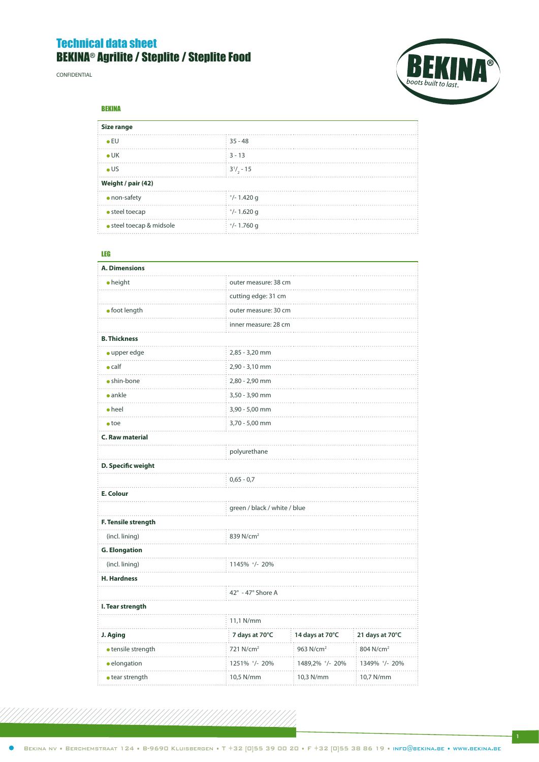# Technical data sheet

## BEKINA® Agrilite / Steplite / Steplite Food

CONFIDENTIAL

### BEKINA

| Size range | |
|---|---|
| ● EU | 35 - 48 |
| ● UK | 3 - 13 |
| ● US | $3^{1}/_{2}$ - 15 |
| **Weight / pair (42)** | |
| ● non-safety | +/- 1.420 g |
| ● steel toecap | +/- 1.620 g |
| ● steel toecap & midsole | +/- 1.760 g |

### LEG

| **A. Dimensions** | | | |
|---|---|---|---|
| ● height | outer measure: 38 cm | | |
| | cutting edge: 31 cm | | |
| ● foot length | outer measure: 30 cm | | |
| | inner measure: 28 cm | | |
| **B. Thickness** | | | |
| ● upper edge | 2,85 - 3,20 mm | | |
| ● calf | 2,90 - 3,10 mm | | |
| ● shin-bone | 2,80 - 2,90 mm | | |
| ● ankle | 3,50 - 3,90 mm | | |
| ● heel | 3,90 - 5,00 mm | | |
| ● toe | 3,70 - 5,00 mm | | |
| **C. Raw material** | | | |
| | polyurethane | | |
| **D. Specific weight** | | | |
| | 0,65 - 0,7 | | |
| **E. Colour** | | | |
| | green / black / white / blue | | |
| **F. Tensile strength** | | | |
| (incl. lining) | 839 N/cm² | | |
| **G. Elongation** | | | |
| (incl. lining) | 1145% +/- 20% | | |
| **H. Hardness** | | | |
| | 42° - 47° Shore A | | |
| **I. Tear strength** | | | |
| | 11,1 N/mm | | |
| **J. Aging** | **7 days at 70°C** | **14 days at 70°C** | **21 days at 70°C** |
| ● tensile strength | 721 N/cm² | 963 N/cm² | 804 N/cm² |
| ● elongation | 1251% +/- 20% | 1489,2% +/- 20% | 1349% +/- 20% |
| ● tear strength | 10,5 N/mm | 10,3 N/mm | 10,7 N/mm |

Bekina NV • Berchemstraat 124 • B-9690 Kluisbergen • T +32 (0)55 39 00 20 • F +32 (0)55 38 86 19 • info@bekina.be • www.bekina.be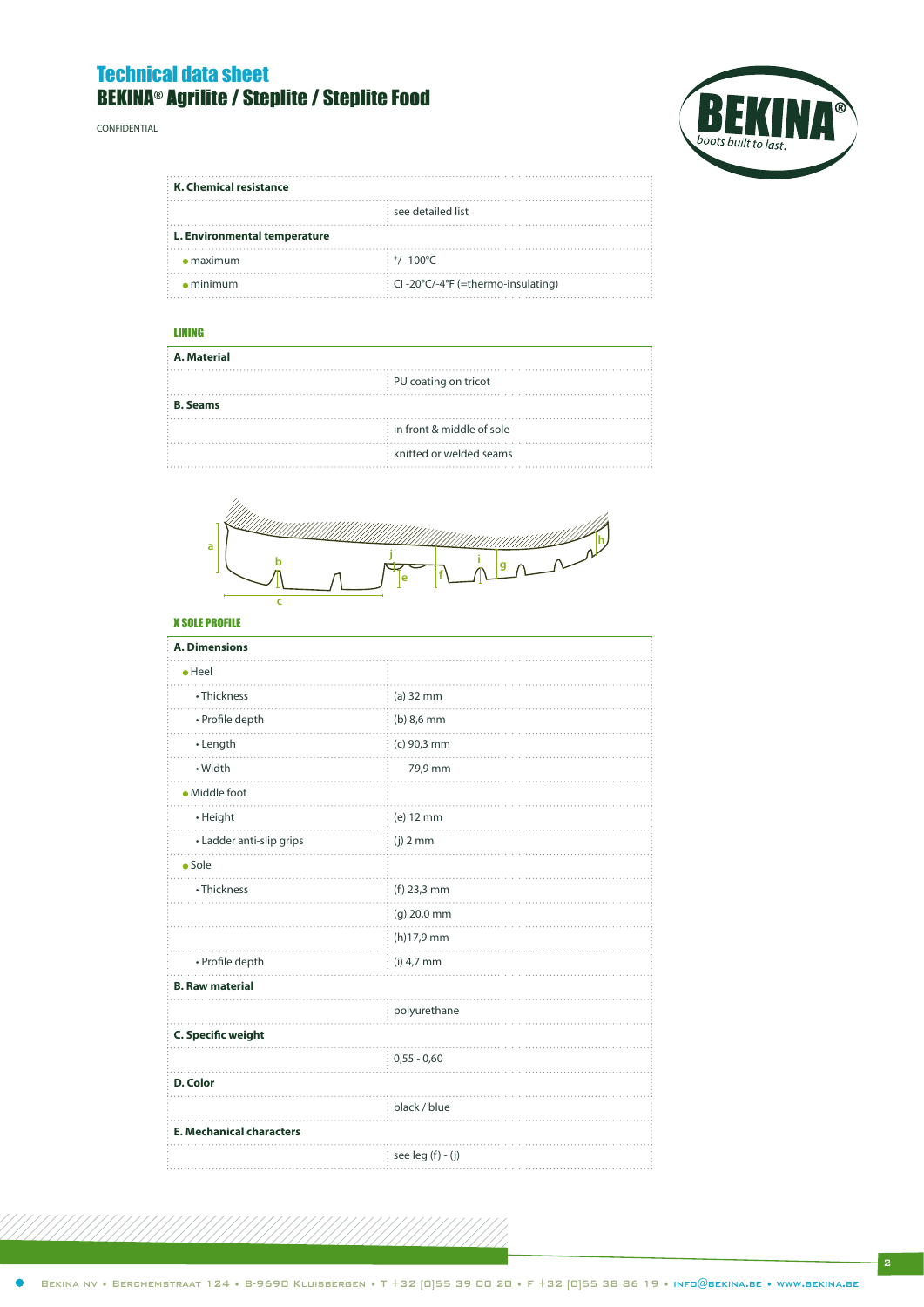# Technical data sheet
## BEKINA® Agrilite / Steplite / Steplite Food

CONFIDENTIAL

| K. Chemical resistance | |
|---|---|
| | see detailed list |
| **L. Environmental temperature** | |
| • maximum | +/- 100°C |
| • minimum | CI -20°C/-4°F (=thermo-insulating) |

### LINING

| A. Material | |
|---|---|
| | PU coating on tricot |
| **B. Seams** | |
| | in front & middle of sole |
| | knitted or welded seams |

### X SOLE PROFILE

| A. Dimensions | |
|---|---|
| • Heel | |
| • Thickness | (a) 32 mm |
| • Profile depth | (b) 8,6 mm |
| • Length | (c) 90,3 mm |
| • Width | 79,9 mm |
| • Middle foot | |
| • Height | (e) 12 mm |
| • Ladder anti-slip grips | (j) 2 mm |
| • Sole | |
| • Thickness | (f) 23,3 mm |
| | (g) 20,0 mm |
| | (h)17,9 mm |
| • Profile depth | (i) 4,7 mm |
| **B. Raw material** | |
| | polyurethane |
| **C. Specific weight** | |
| | 0,55 - 0,60 |
| **D. Color** | |
| | black / blue |
| **E. Mechanical characters** | |
| | see leg (f) - (j) |

Bekina NV • Berchemstraat 124 • B-9690 Kluisbergen • T +32 (0)55 39 00 20 • F +32 (0)55 38 86 19 • info@bekina.be • www.bekina.be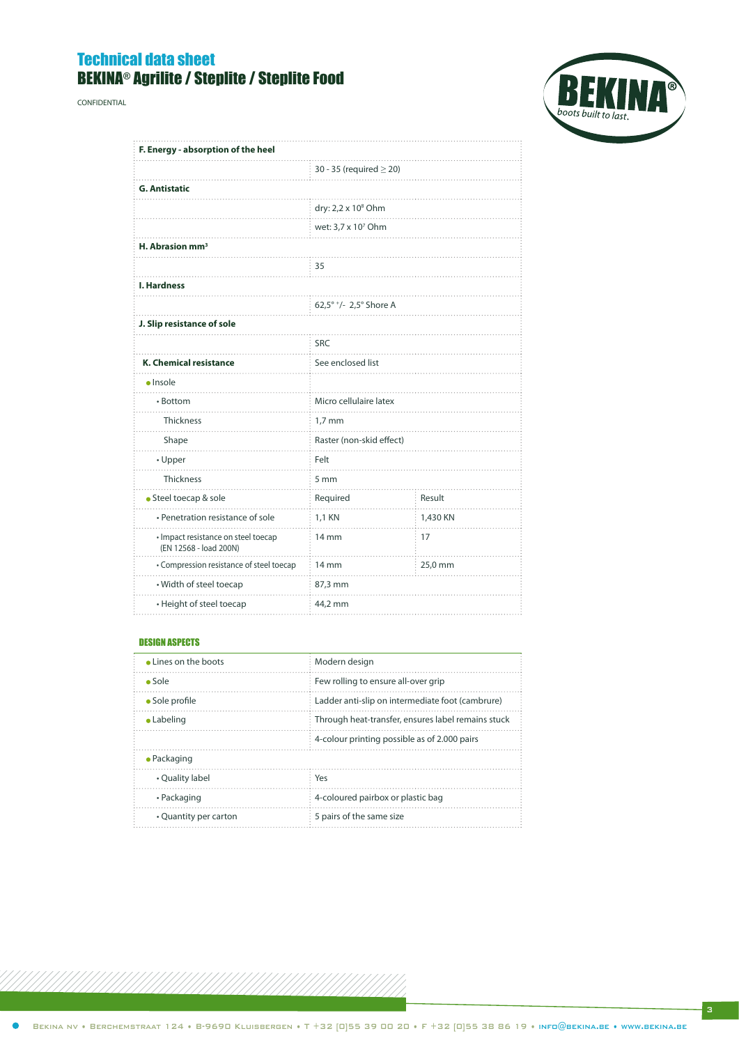# Technical data sheet
## BEKINA® Agrilite / Steplite / Steplite Food

CONFIDENTIAL

| | | |
|---|---|---|
| **F. Energy - absorption of the heel** | | |
| | 30 - 35 (required ≥ 20) | |
| **G. Antistatic** | | |
| | dry: 2,2 x $10^8$ Ohm | |
| | wet: 3,7 x $10^7$ Ohm | |
| **H. Abrasion mm³** | | |
| | 35 | |
| **I. Hardness** | | |
| | 62,5° +/- 2,5° Shore A | |
| **J. Slip resistance of sole** | | |
| | SRC | |
| **K. Chemical resistance** | See enclosed list | |
| • Insole | | |
| • Bottom | Micro cellulaire latex | |
| Thickness | 1,7 mm | |
| Shape | Raster (non-skid effect) | |
| • Upper | Felt | |
| Thickness | 5 mm | |
| • Steel toecap & sole | Required | Result |
| • Penetration resistance of sole | 1,1 KN | 1,430 KN |
| • Impact resistance on steel toecap (EN 12568 - load 200N) | 14 mm | 17 |
| • Compression resistance of steel toecap | 14 mm | 25,0 mm |
| • Width of steel toecap | 87,3 mm | |
| • Height of steel toecap | 44,2 mm | |

### DESIGN ASPECTS

| | |
|---|---|
| • Lines on the boots | Modern design |
| • Sole | Few rolling to ensure all-over grip |
| • Sole profile | Ladder anti-slip on intermediate foot (cambrure) |
| • Labeling | Through heat-transfer, ensures label remains stuck |
| | 4-colour printing possible as of 2.000 pairs |
| • Packaging | |
| • Quality label | Yes |
| • Packaging | 4-coloured pairbox or plastic bag |
| • Quantity per carton | 5 pairs of the same size |